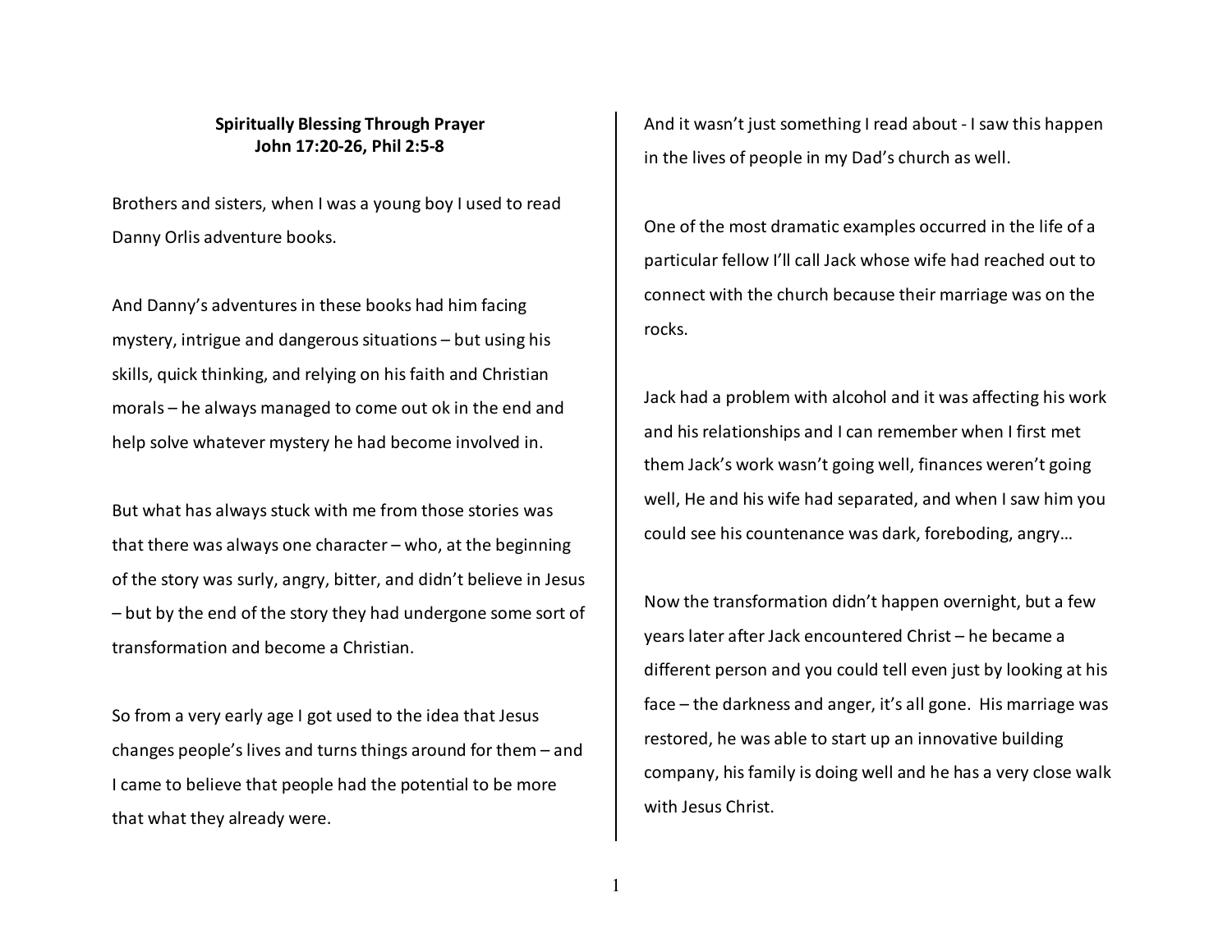**Spiritually Blessing Through Prayer**
**John 17:20-26, Phil 2:5-8**

Brothers and sisters, when I was a young boy I used to read Danny Orlis adventure books.

And Danny's adventures in these books had him facing mystery, intrigue and dangerous situations – but using his skills, quick thinking, and relying on his faith and Christian morals – he always managed to come out ok in the end and help solve whatever mystery he had become involved in.

But what has always stuck with me from those stories was that there was always one character – who, at the beginning of the story was surly, angry, bitter, and didn't believe in Jesus – but by the end of the story they had undergone some sort of transformation and become a Christian.

So from a very early age I got used to the idea that Jesus changes people's lives and turns things around for them – and I came to believe that people had the potential to be more that what they already were.

And it wasn't just something I read about - I saw this happen in the lives of people in my Dad's church as well.

One of the most dramatic examples occurred in the life of a particular fellow I'll call Jack whose wife had reached out to connect with the church because their marriage was on the rocks.

Jack had a problem with alcohol and it was affecting his work and his relationships and I can remember when I first met them Jack's work wasn't going well, finances weren't going well, He and his wife had separated, and when I saw him you could see his countenance was dark, foreboding, angry…

Now the transformation didn't happen overnight, but a few years later after Jack encountered Christ – he became a different person and you could tell even just by looking at his face – the darkness and anger, it's all gone. His marriage was restored, he was able to start up an innovative building company, his family is doing well and he has a very close walk with Jesus Christ.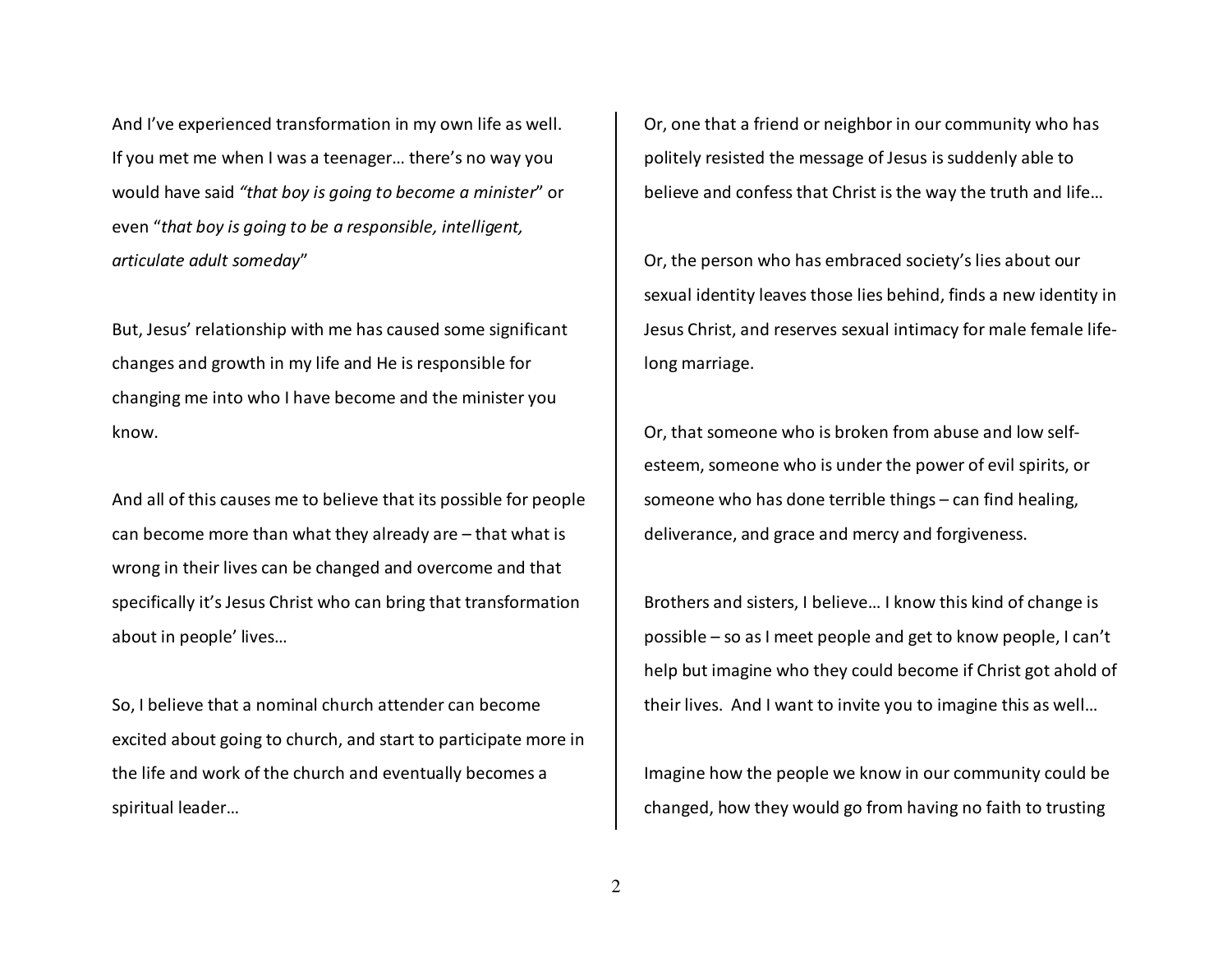And I've experienced transformation in my own life as well. If you met me when I was a teenager… there's no way you would have said *"that boy is going to become a minister*" or even "*that boy is going to be a responsible, intelligent, articulate adult someday*"

But, Jesus' relationship with me has caused some significant changes and growth in my life and He is responsible for changing me into who I have become and the minister you know.

And all of this causes me to believe that its possible for people can become more than what they already are – that what is wrong in their lives can be changed and overcome and that specifically it's Jesus Christ who can bring that transformation about in people' lives…

So, I believe that a nominal church attender can become excited about going to church, and start to participate more in the life and work of the church and eventually becomes a spiritual leader…

Or, one that a friend or neighbor in our community who has politely resisted the message of Jesus is suddenly able to believe and confess that Christ is the way the truth and life…

Or, the person who has embraced society's lies about our sexual identity leaves those lies behind, finds a new identity in Jesus Christ, and reserves sexual intimacy for male female life-long marriage.

Or, that someone who is broken from abuse and low self-esteem, someone who is under the power of evil spirits, or someone who has done terrible things – can find healing, deliverance, and grace and mercy and forgiveness.

Brothers and sisters, I believe… I know this kind of change is possible – so as I meet people and get to know people, I can't help but imagine who they could become if Christ got ahold of their lives. And I want to invite you to imagine this as well…

Imagine how the people we know in our community could be changed, how they would go from having no faith to trusting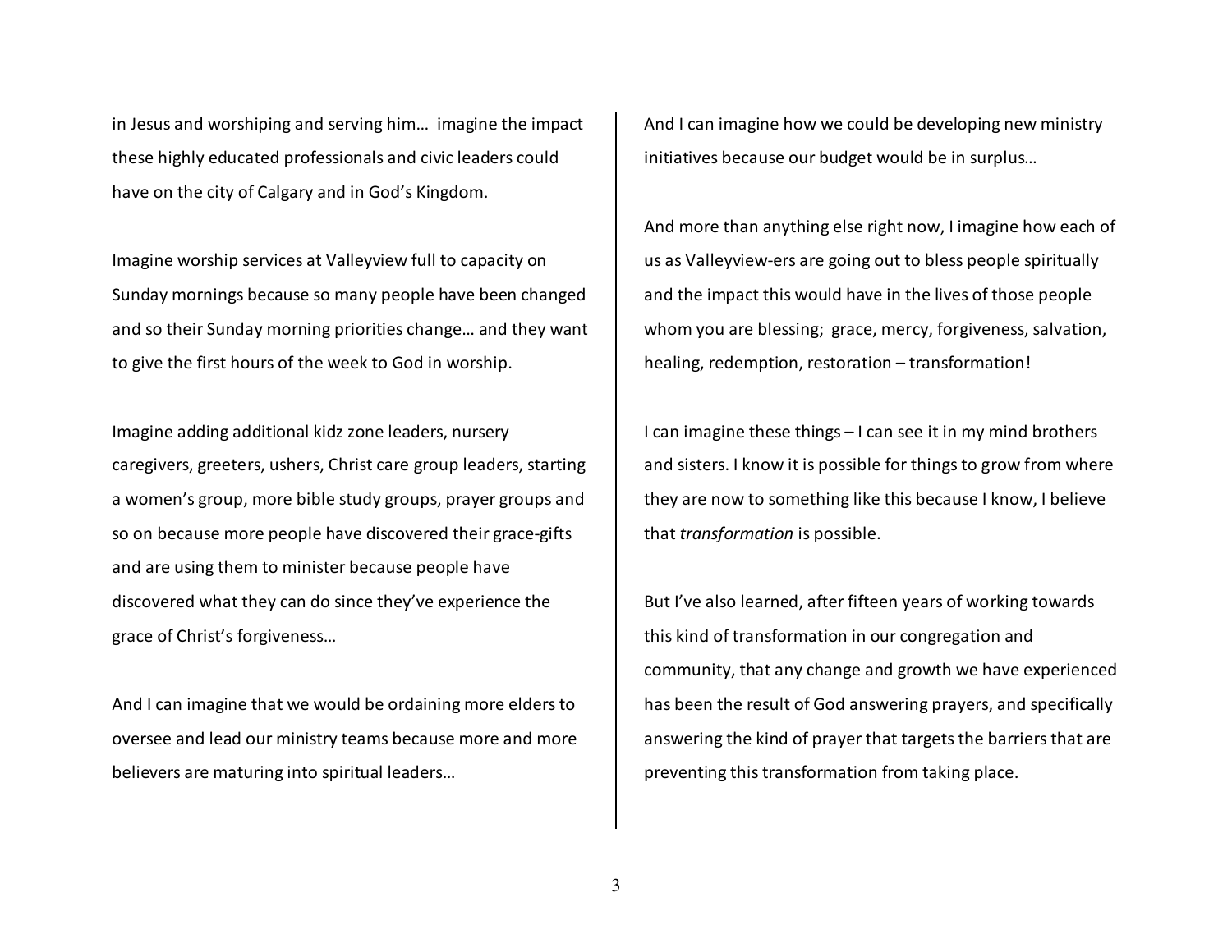in Jesus and worshiping and serving him… imagine the impact these highly educated professionals and civic leaders could have on the city of Calgary and in God's Kingdom.

Imagine worship services at Valleyview full to capacity on Sunday mornings because so many people have been changed and so their Sunday morning priorities change… and they want to give the first hours of the week to God in worship.

Imagine adding additional kidz zone leaders, nursery caregivers, greeters, ushers, Christ care group leaders, starting a women's group, more bible study groups, prayer groups and so on because more people have discovered their grace-gifts and are using them to minister because people have discovered what they can do since they've experience the grace of Christ's forgiveness…

And I can imagine that we would be ordaining more elders to oversee and lead our ministry teams because more and more believers are maturing into spiritual leaders…

And I can imagine how we could be developing new ministry initiatives because our budget would be in surplus…

And more than anything else right now, I imagine how each of us as Valleyview-ers are going out to bless people spiritually and the impact this would have in the lives of those people whom you are blessing; grace, mercy, forgiveness, salvation, healing, redemption, restoration – transformation!

I can imagine these things – I can see it in my mind brothers and sisters. I know it is possible for things to grow from where they are now to something like this because I know, I believe that *transformation* is possible.

But I've also learned, after fifteen years of working towards this kind of transformation in our congregation and community, that any change and growth we have experienced has been the result of God answering prayers, and specifically answering the kind of prayer that targets the barriers that are preventing this transformation from taking place.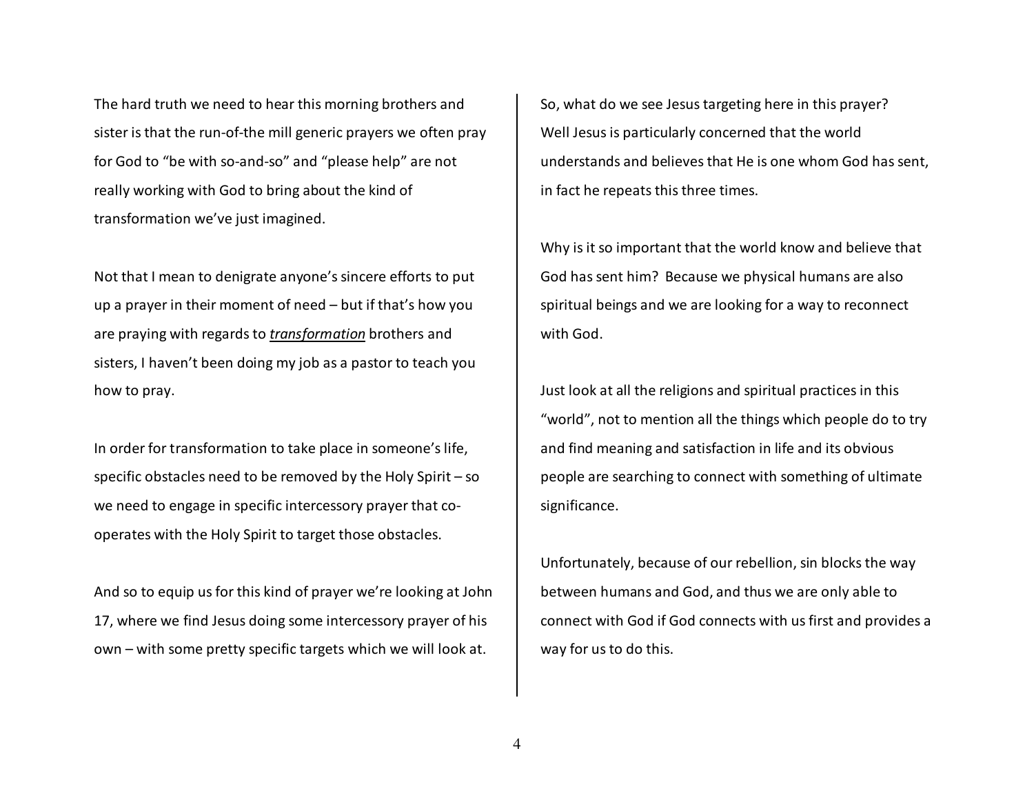The hard truth we need to hear this morning brothers and sister is that the run-of-the mill generic prayers we often pray for God to "be with so-and-so" and "please help" are not really working with God to bring about the kind of transformation we've just imagined.

Not that I mean to denigrate anyone's sincere efforts to put up a prayer in their moment of need – but if that's how you are praying with regards to ***transformation*** brothers and sisters, I haven't been doing my job as a pastor to teach you how to pray.

In order for transformation to take place in someone's life, specific obstacles need to be removed by the Holy Spirit – so we need to engage in specific intercessory prayer that co-operates with the Holy Spirit to target those obstacles.

And so to equip us for this kind of prayer we're looking at John 17, where we find Jesus doing some intercessory prayer of his own – with some pretty specific targets which we will look at.

So, what do we see Jesus targeting here in this prayer? Well Jesus is particularly concerned that the world understands and believes that He is one whom God has sent, in fact he repeats this three times.

Why is it so important that the world know and believe that God has sent him? Because we physical humans are also spiritual beings and we are looking for a way to reconnect with God.

Just look at all the religions and spiritual practices in this "world", not to mention all the things which people do to try and find meaning and satisfaction in life and its obvious people are searching to connect with something of ultimate significance.

Unfortunately, because of our rebellion, sin blocks the way between humans and God, and thus we are only able to connect with God if God connects with us first and provides a way for us to do this.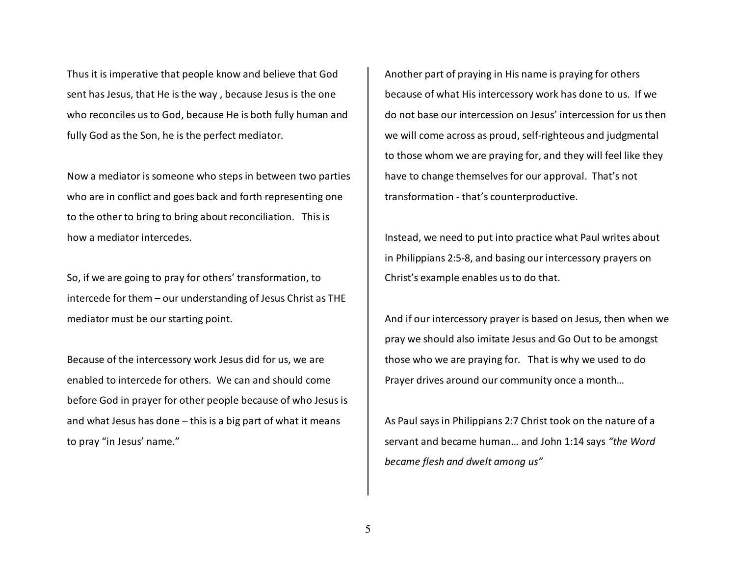Thus it is imperative that people know and believe that God sent has Jesus, that He is the way , because Jesus is the one who reconciles us to God, because He is both fully human and fully God as the Son, he is the perfect mediator.

Now a mediator is someone who steps in between two parties who are in conflict and goes back and forth representing one to the other to bring to bring about reconciliation. This is how a mediator intercedes.

So, if we are going to pray for others' transformation, to intercede for them – our understanding of Jesus Christ as THE mediator must be our starting point.

Because of the intercessory work Jesus did for us, we are enabled to intercede for others. We can and should come before God in prayer for other people because of who Jesus is and what Jesus has done – this is a big part of what it means to pray "in Jesus' name."

Another part of praying in His name is praying for others because of what His intercessory work has done to us. If we do not base our intercession on Jesus' intercession for us then we will come across as proud, self-righteous and judgmental to those whom we are praying for, and they will feel like they have to change themselves for our approval. That's not transformation - that's counterproductive.

Instead, we need to put into practice what Paul writes about in Philippians 2:5-8, and basing our intercessory prayers on Christ's example enables us to do that.

And if our intercessory prayer is based on Jesus, then when we pray we should also imitate Jesus and Go Out to be amongst those who we are praying for. That is why we used to do Prayer drives around our community once a month…

As Paul says in Philippians 2:7 Christ took on the nature of a servant and became human… and John 1:14 says *"the Word became flesh and dwelt among us"*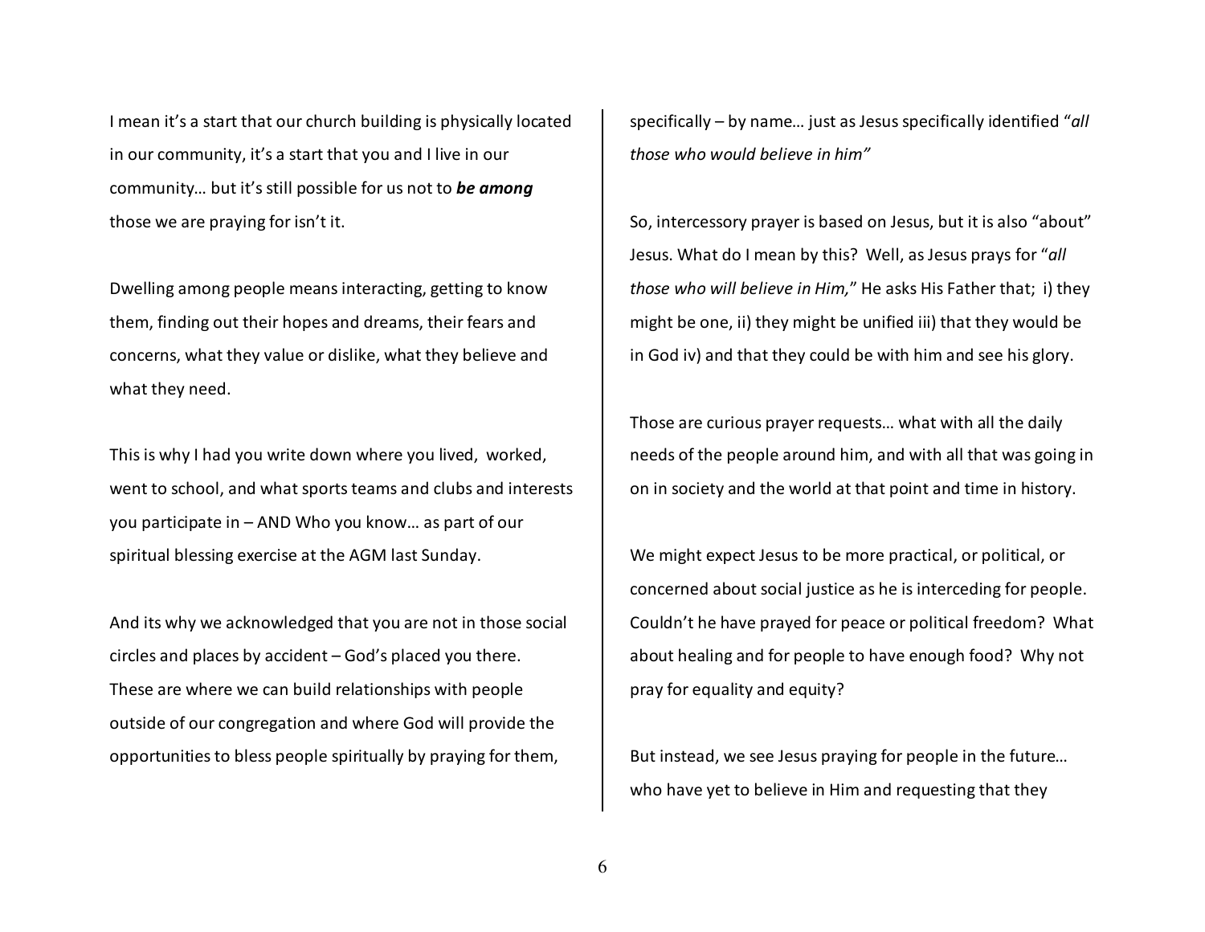I mean it's a start that our church building is physically located in our community, it's a start that you and I live in our community… but it's still possible for us not to ***be among*** those we are praying for isn't it.

Dwelling among people means interacting, getting to know them, finding out their hopes and dreams, their fears and concerns, what they value or dislike, what they believe and what they need.

This is why I had you write down where you lived, worked, went to school, and what sports teams and clubs and interests you participate in – AND Who you know… as part of our spiritual blessing exercise at the AGM last Sunday.

And its why we acknowledged that you are not in those social circles and places by accident – God's placed you there. These are where we can build relationships with people outside of our congregation and where God will provide the opportunities to bless people spiritually by praying for them, specifically – by name… just as Jesus specifically identified "*all those who would believe in him"*

So, intercessory prayer is based on Jesus, but it is also "about" Jesus. What do I mean by this? Well, as Jesus prays for "*all those who will believe in Him,*" He asks His Father that; i) they might be one, ii) they might be unified iii) that they would be in God iv) and that they could be with him and see his glory.

Those are curious prayer requests… what with all the daily needs of the people around him, and with all that was going in on in society and the world at that point and time in history.

We might expect Jesus to be more practical, or political, or concerned about social justice as he is interceding for people. Couldn't he have prayed for peace or political freedom? What about healing and for people to have enough food? Why not pray for equality and equity?

But instead, we see Jesus praying for people in the future… who have yet to believe in Him and requesting that they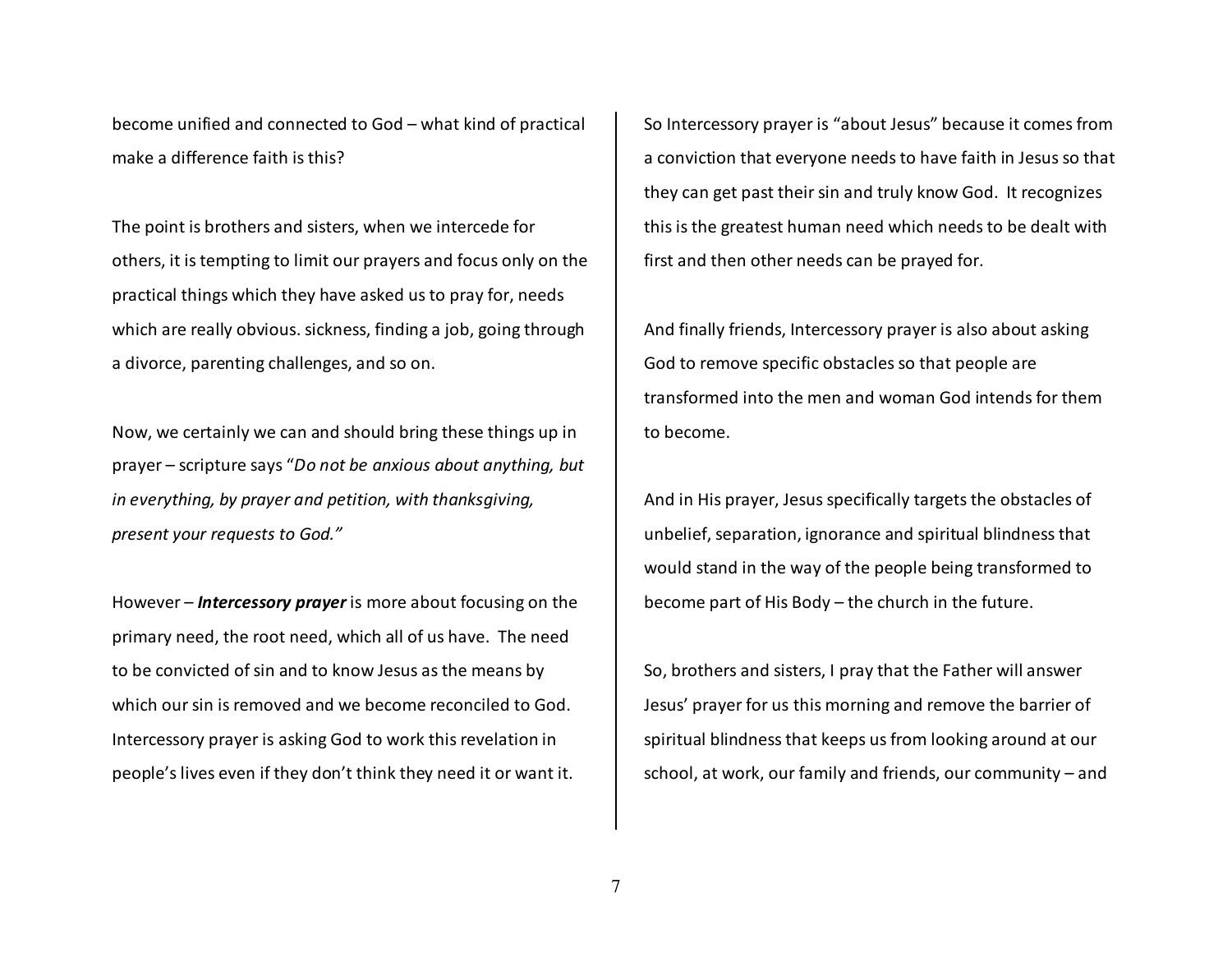become unified and connected to God – what kind of practical make a difference faith is this?

The point is brothers and sisters, when we intercede for others, it is tempting to limit our prayers and focus only on the practical things which they have asked us to pray for, needs which are really obvious. sickness, finding a job, going through a divorce, parenting challenges, and so on.

Now, we certainly we can and should bring these things up in prayer – scripture says "*Do not be anxious about anything, but in everything, by prayer and petition, with thanksgiving, present your requests to God."*

However – ***Intercessory prayer*** is more about focusing on the primary need, the root need, which all of us have. The need to be convicted of sin and to know Jesus as the means by which our sin is removed and we become reconciled to God. Intercessory prayer is asking God to work this revelation in people's lives even if they don't think they need it or want it.

So Intercessory prayer is "about Jesus" because it comes from a conviction that everyone needs to have faith in Jesus so that they can get past their sin and truly know God. It recognizes this is the greatest human need which needs to be dealt with first and then other needs can be prayed for.

And finally friends, Intercessory prayer is also about asking God to remove specific obstacles so that people are transformed into the men and woman God intends for them to become.

And in His prayer, Jesus specifically targets the obstacles of unbelief, separation, ignorance and spiritual blindness that would stand in the way of the people being transformed to become part of His Body – the church in the future.

So, brothers and sisters, I pray that the Father will answer Jesus' prayer for us this morning and remove the barrier of spiritual blindness that keeps us from looking around at our school, at work, our family and friends, our community – and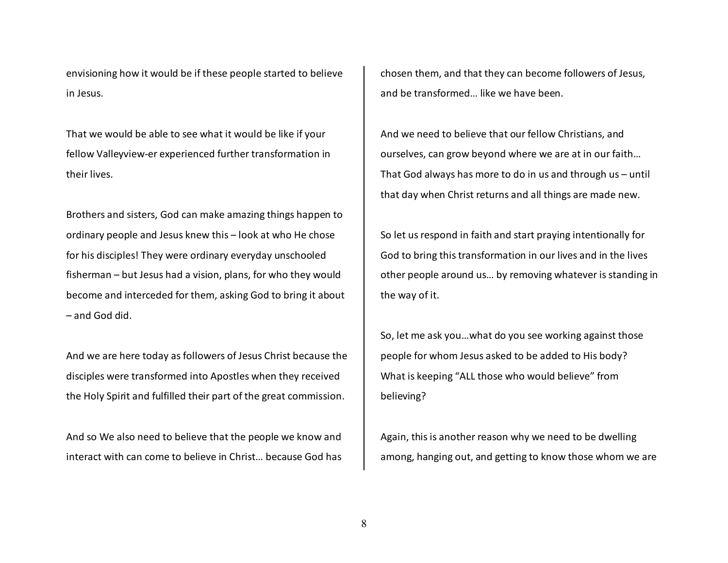envisioning how it would be if these people started to believe in Jesus.

That we would be able to see what it would be like if your fellow Valleyview-er experienced further transformation in their lives.

Brothers and sisters, God can make amazing things happen to ordinary people and Jesus knew this – look at who He chose for his disciples! They were ordinary everyday unschooled fisherman – but Jesus had a vision, plans, for who they would become and interceded for them, asking God to bring it about – and God did.

And we are here today as followers of Jesus Christ because the disciples were transformed into Apostles when they received the Holy Spirit and fulfilled their part of the great commission.

And so We also need to believe that the people we know and interact with can come to believe in Christ… because God has chosen them, and that they can become followers of Jesus, and be transformed… like we have been.

And we need to believe that our fellow Christians, and ourselves, can grow beyond where we are at in our faith… That God always has more to do in us and through us – until that day when Christ returns and all things are made new.

So let us respond in faith and start praying intentionally for God to bring this transformation in our lives and in the lives other people around us… by removing whatever is standing in the way of it.

So, let me ask you…what do you see working against those people for whom Jesus asked to be added to His body? What is keeping "ALL those who would believe" from believing?

Again, this is another reason why we need to be dwelling among, hanging out, and getting to know those whom we are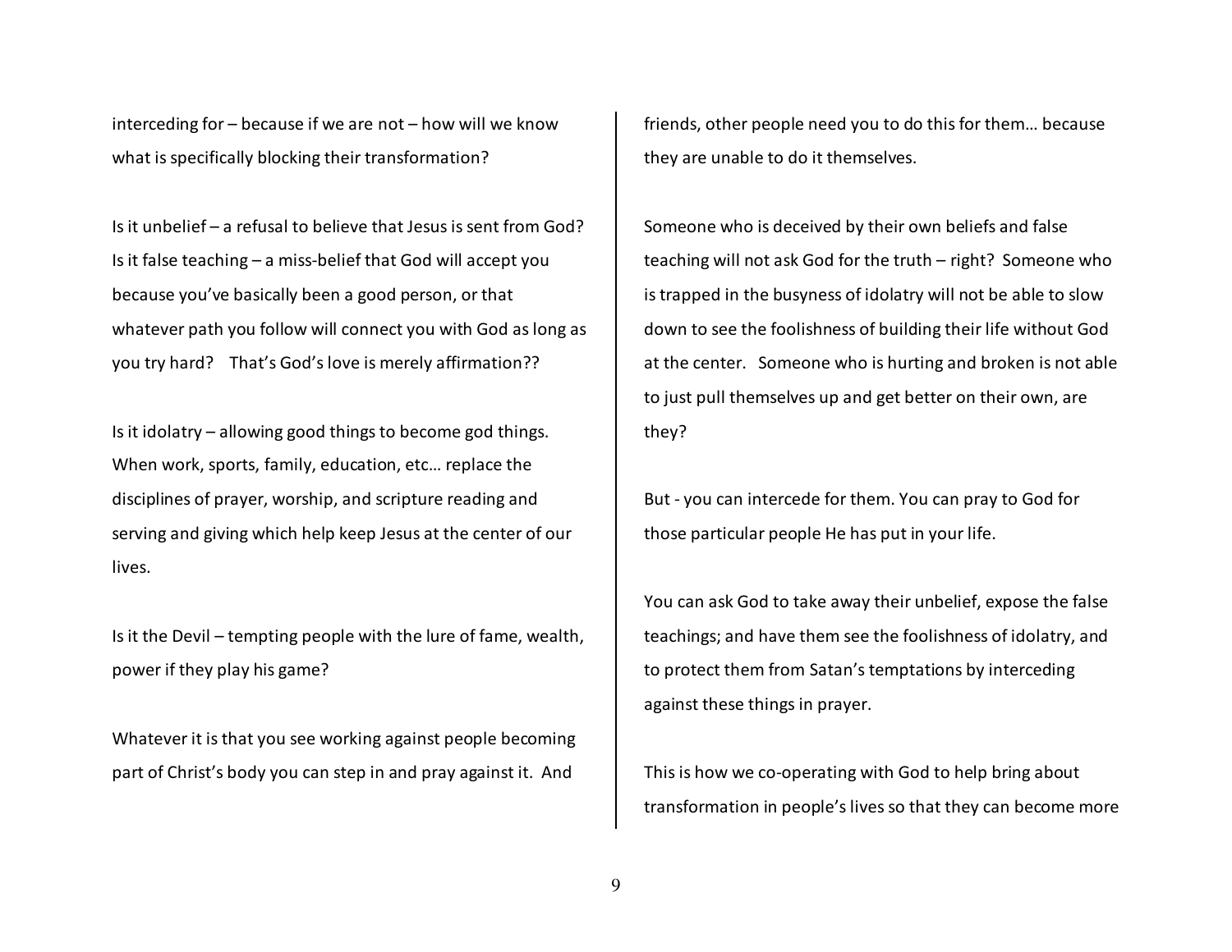interceding for – because if we are not – how will we know what is specifically blocking their transformation?

Is it unbelief – a refusal to believe that Jesus is sent from God? Is it false teaching – a miss-belief that God will accept you because you've basically been a good person, or that whatever path you follow will connect you with God as long as you try hard? That's God's love is merely affirmation??

Is it idolatry – allowing good things to become god things. When work, sports, family, education, etc… replace the disciplines of prayer, worship, and scripture reading and serving and giving which help keep Jesus at the center of our lives.

Is it the Devil – tempting people with the lure of fame, wealth, power if they play his game?

Whatever it is that you see working against people becoming part of Christ's body you can step in and pray against it. And friends, other people need you to do this for them… because they are unable to do it themselves.

Someone who is deceived by their own beliefs and false teaching will not ask God for the truth – right? Someone who is trapped in the busyness of idolatry will not be able to slow down to see the foolishness of building their life without God at the center. Someone who is hurting and broken is not able to just pull themselves up and get better on their own, are they?

But - you can intercede for them. You can pray to God for those particular people He has put in your life.

You can ask God to take away their unbelief, expose the false teachings; and have them see the foolishness of idolatry, and to protect them from Satan's temptations by interceding against these things in prayer.

This is how we co-operating with God to help bring about transformation in people's lives so that they can become more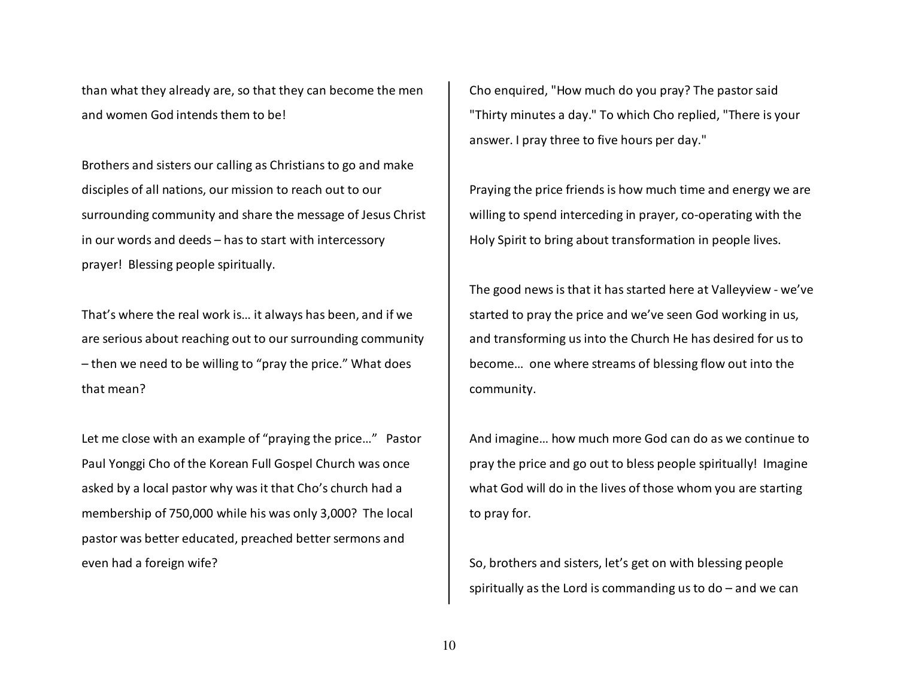than what they already are, so that they can become the men and women God intends them to be!

Brothers and sisters our calling as Christians to go and make disciples of all nations, our mission to reach out to our surrounding community and share the message of Jesus Christ in our words and deeds – has to start with intercessory prayer! Blessing people spiritually.

That's where the real work is… it always has been, and if we are serious about reaching out to our surrounding community – then we need to be willing to "pray the price." What does that mean?

Let me close with an example of "praying the price…" Pastor Paul Yonggi Cho of the Korean Full Gospel Church was once asked by a local pastor why was it that Cho's church had a membership of 750,000 while his was only 3,000? The local pastor was better educated, preached better sermons and even had a foreign wife?

Cho enquired, "How much do you pray? The pastor said "Thirty minutes a day." To which Cho replied, "There is your answer. I pray three to five hours per day."

Praying the price friends is how much time and energy we are willing to spend interceding in prayer, co-operating with the Holy Spirit to bring about transformation in people lives.

The good news is that it has started here at Valleyview - we've started to pray the price and we've seen God working in us, and transforming us into the Church He has desired for us to become… one where streams of blessing flow out into the community.

And imagine… how much more God can do as we continue to pray the price and go out to bless people spiritually! Imagine what God will do in the lives of those whom you are starting to pray for.

So, brothers and sisters, let's get on with blessing people spiritually as the Lord is commanding us to do – and we can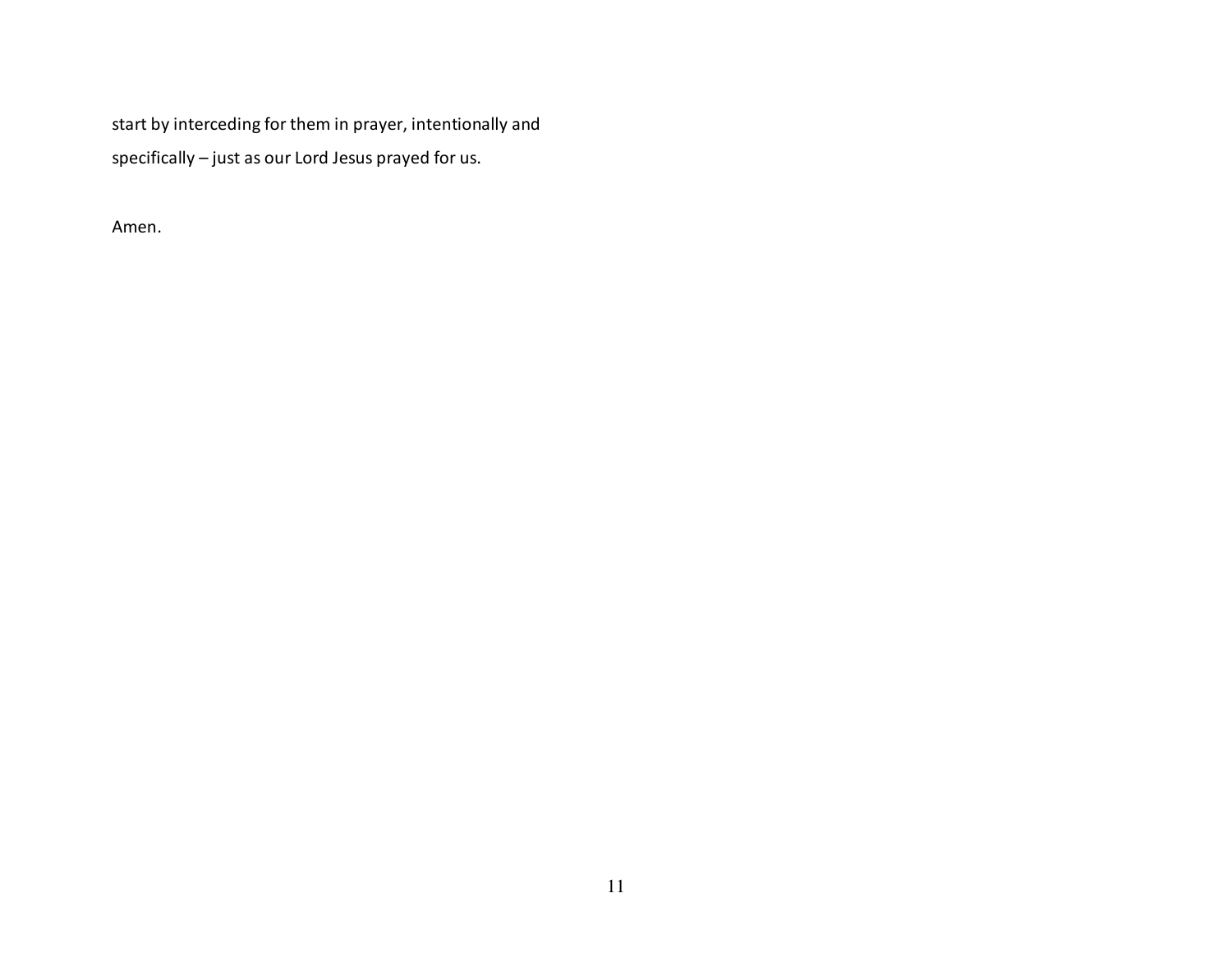start by interceding for them in prayer, intentionally and specifically – just as our Lord Jesus prayed for us.

Amen.